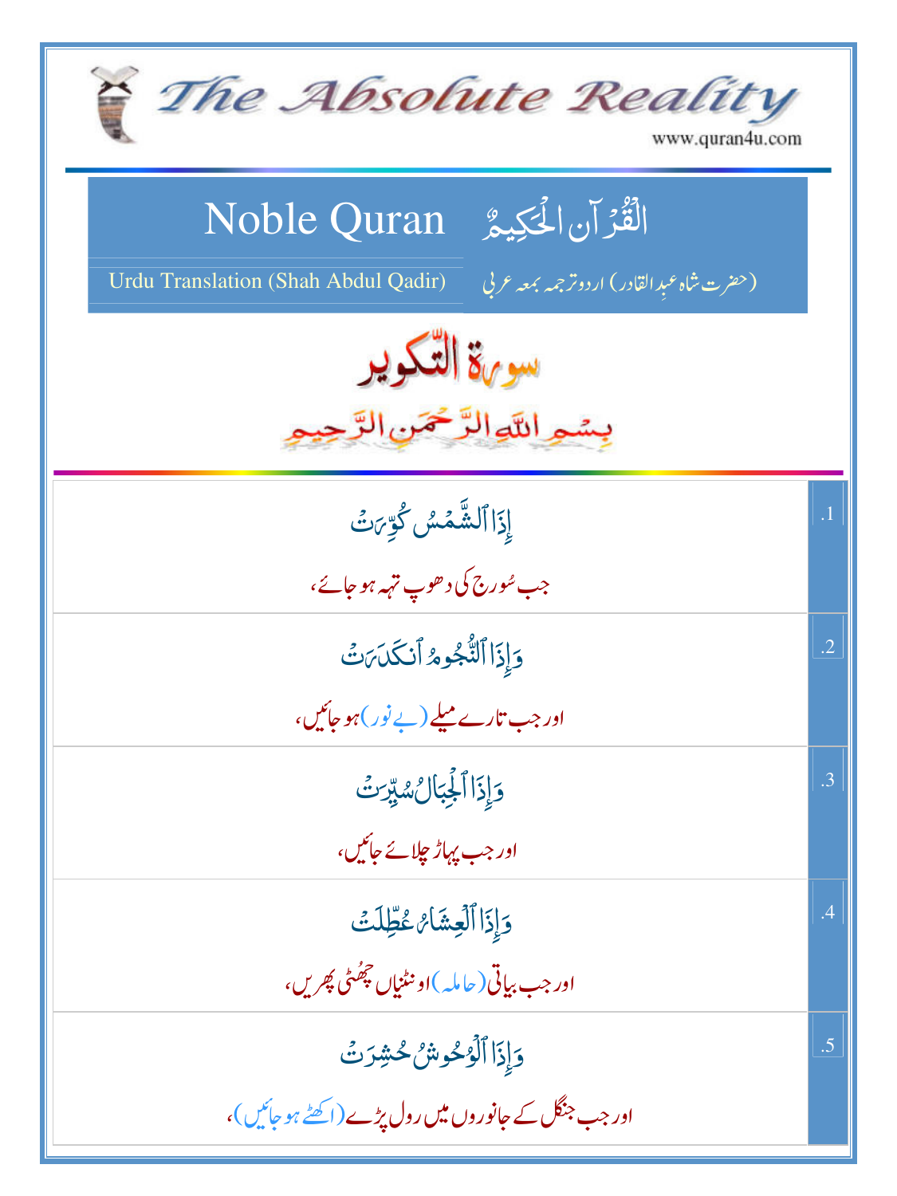# The Absolute Reality

www.quran4u.com

## Noble Quran الْقُرْآنِ الْحَكِيمُ

Urdu Translation (Shah Abdul Qadir) (حضرت شاہ عبدالقادر) اردو ترجمہ بمعہ عربی

## سورة التكوير

بِسْمِ اللَّهِ الرَّحْمَنِ الرَّحِيمِ

| | |
|---|---|
| .1 | إِذَا ٱلشَّمۡسُ كُوِّرَتۡ<br>جب سُورج کی دھوپ تہہ ہو جائے، |
| .2 | وَإِذَا ٱلنُّجُومُ ٱنكَدَرَتۡ<br>اور جب تارے میلے (بے نور) ہو جائیں، |
| .3 | وَإِذَا ٱلۡجِبَالُ سُيِّرَتۡ<br>اور جب پہاڑ چلائے جائیں، |
| .4 | وَإِذَا ٱلۡعِشَارُ عُطِّلَتۡ<br>اور جب بیاتی (حاملہ) اونٹنیاں چھُٹی پھریں، |
| .5 | وَإِذَا ٱلۡوُحُوشُ حُشِرَتۡ<br>اور جب جنگل کے جانوروں میں رول پڑے (اکھٹے ہو جائیں)، |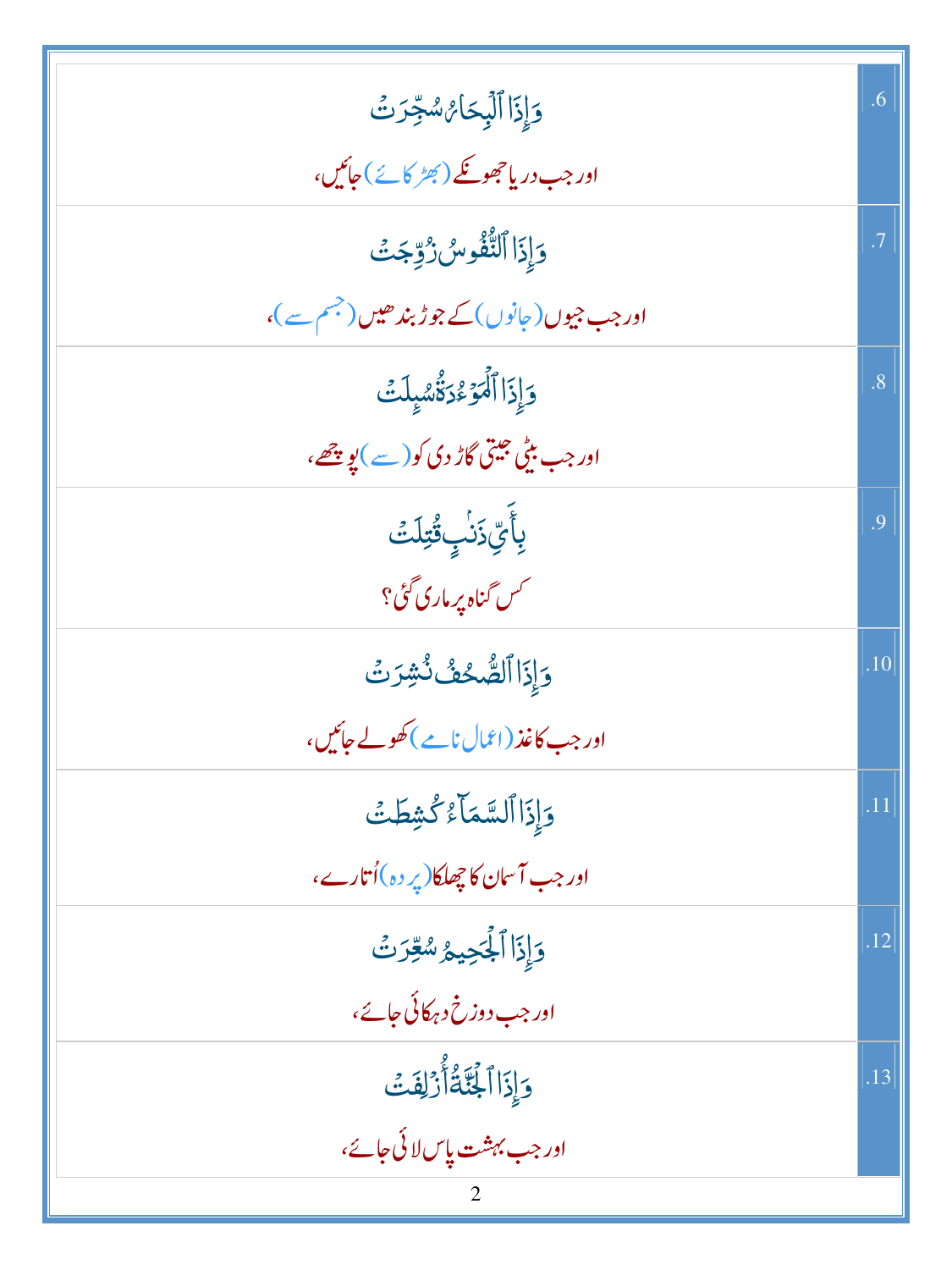| | |
|---|---|
| .6 | وَإِذَا ٱلْبِحَارُ سُجِّرَتْ<br>اور جب دریا جھونکے (بھڑکائے) جائیں، |
| .7 | وَإِذَا ٱلنُّفُوسُ زُوِّجَتْ<br>اور جب جیوں (جانوں) کے جوڑ بندھیں (جسم سے)، |
| .8 | وَإِذَا ٱلْمَوْءُدَةُ سُئِلَتْ<br>اور جب بیٹی جیتی گاڑ دی کو (سے) پوچھے، |
| .9 | بِأَيِّ ذَنۢبٍ قُتِلَتْ<br>کس گناہ پر ماری گئی؟ |
| .10 | وَإِذَا ٱلصُّحُفُ نُشِرَتْ<br>اور جب کاغذ (اعمال نامے) کھولے جائیں، |
| .11 | وَإِذَا ٱلسَّمَآءُ كُشِطَتْ<br>اور جب آسمان کا چھلکا (پردہ) اُتارے، |
| .12 | وَإِذَا ٱلْجَحِيمُ سُعِّرَتْ<br>اور جب دوزخ دہکائی جائے، |
| .13 | وَإِذَا ٱلْجَنَّةُ أُزْلِفَتْ<br>اور جب بہشت پاس لائی جائے، |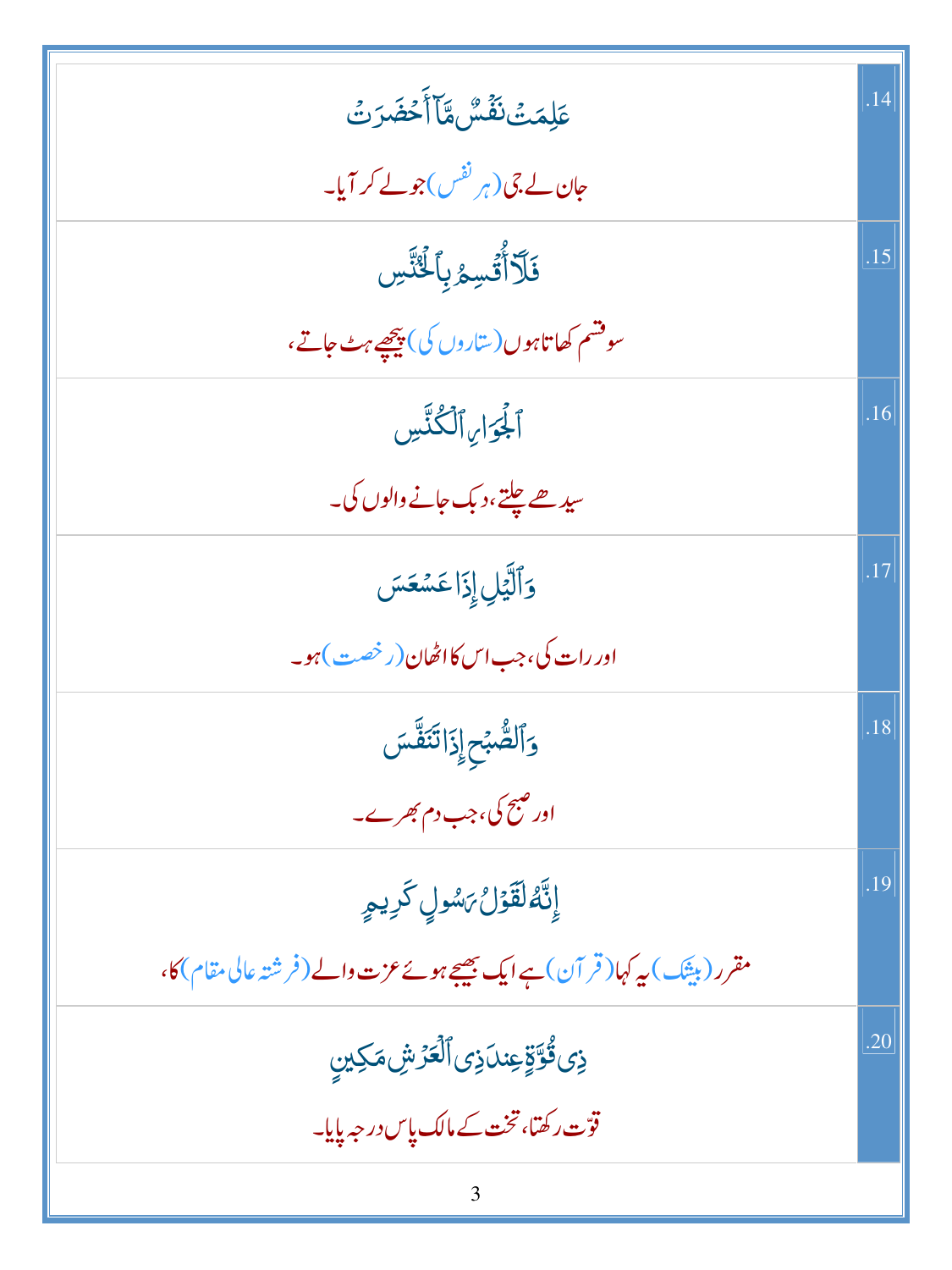| | |
|---|---|
| عَلِمَتْ نَفْسٌ مَّآ أَحْضَرَتْ<br>جان لے جی (ہر نفس) جو لے کر آیا۔ | .14 |
| فَلَآ أُقْسِمُ بِٱلْخُنَّسِ<br>سو قسم کھاتا ہوں (ستاروں کی) پیچھے ہٹ جاتے، | .15 |
| ٱلْجَوَارِ ٱلْكُنَّسِ<br>سیدھے چلتے، دبک جانے والوں کی۔ | .16 |
| وَٱلَّيْلِ إِذَا عَسْعَسَ<br>اور رات کی، جب اس کا اٹھان (رخصت) ہو۔ | .17 |
| وَٱلصُّبْحِ إِذَا تَنَفَّسَ<br>اور صبح کی، جب دم بھرے۔ | .18 |
| إِنَّهُۥ لَقَوْلُ رَسُولٍ كَرِيمٍ<br>مقرر (بیشک) یہ کہا (قرآن) ہے ایک بھیجے ہوئے عزت والے (فرشتہ عالی مقام) کا، | .19 |
| ذِى قُوَّةٍ عِندَ ذِى ٱلْعَرْشِ مَكِينٍ<br>قوّت رکھتا، تخت کے مالک پاس درجہ پایا۔ | .20 |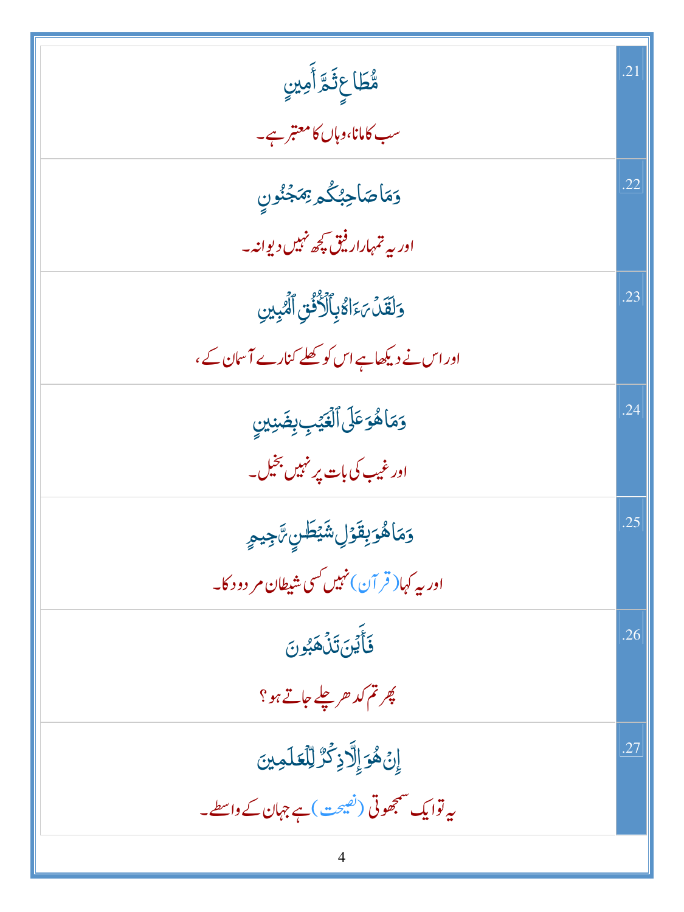| | |
|---|---|
| .21 | مُّطَاعٍ ثَمَّ أَمِينٍ<br>سب کا مانا، وہاں کا معتبر ہے۔ |
| .22 | وَمَا صَاحِبُكُم بِمَجْنُونٍ<br>اور یہ تمہارا رفیق کچھ نہیں دیوانہ۔ |
| .23 | وَلَقَدْ رَآهُ بِالْأُفُقِ الْمُبِينِ<br>اور اس نے دیکھا ہے اس کو کھلے کنارے آسمان کے، |
| .24 | وَمَا هُوَ عَلَى الْغَيْبِ بِضَنِينٍ<br>اور غیب کی بات پر نہیں بخیل۔ |
| .25 | وَمَا هُوَ بِقَوْلِ شَيْطَانٍ رَّجِيمٍ<br>اور یہ کہا (قرآن) نہیں کسی شیطان مردود کا۔ |
| .26 | فَأَيْنَ تَذْهَبُونَ<br>پھر تم کدھر چلے جاتے ہو؟ |
| .27 | إِنْ هُوَ إِلَّا ذِكْرٌ لِّلْعَالَمِينَ<br>یہ تو ایک سمجھوتی (نصیحت) ہے جہان کے واسطے۔ |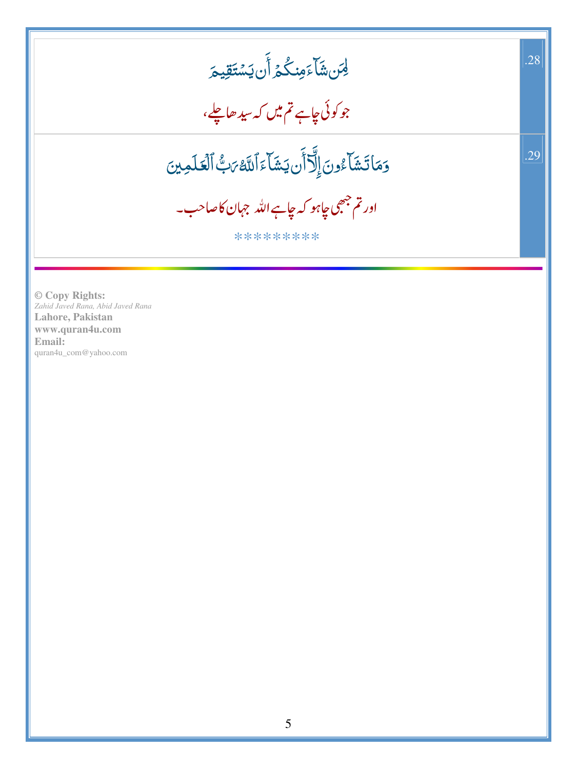| | | |
|---|---|---|
| .28 | لِمَن شَآءَ مِنكُمۡ أَن يَسۡتَقِيمَ | جو کوئی چاہے تم میں کہ سیدھا چلے، |
| .29 | وَمَا تَشَآءُونَ إِلَّآ أَن يَشَآءَ ٱللَّهُ رَبُّ ٱلۡعَٰلَمِينَ | اور تم جبھی چاہو کہ چاہے اللہ جہان کا صاحب۔ |

*********

**© Copy Rights:**
*Zahid Javed Rana, Abid Javed Rana*
**Lahore, Pakistan**
**www.quran4u.com**
**Email:**
quran4u_com@yahoo.com